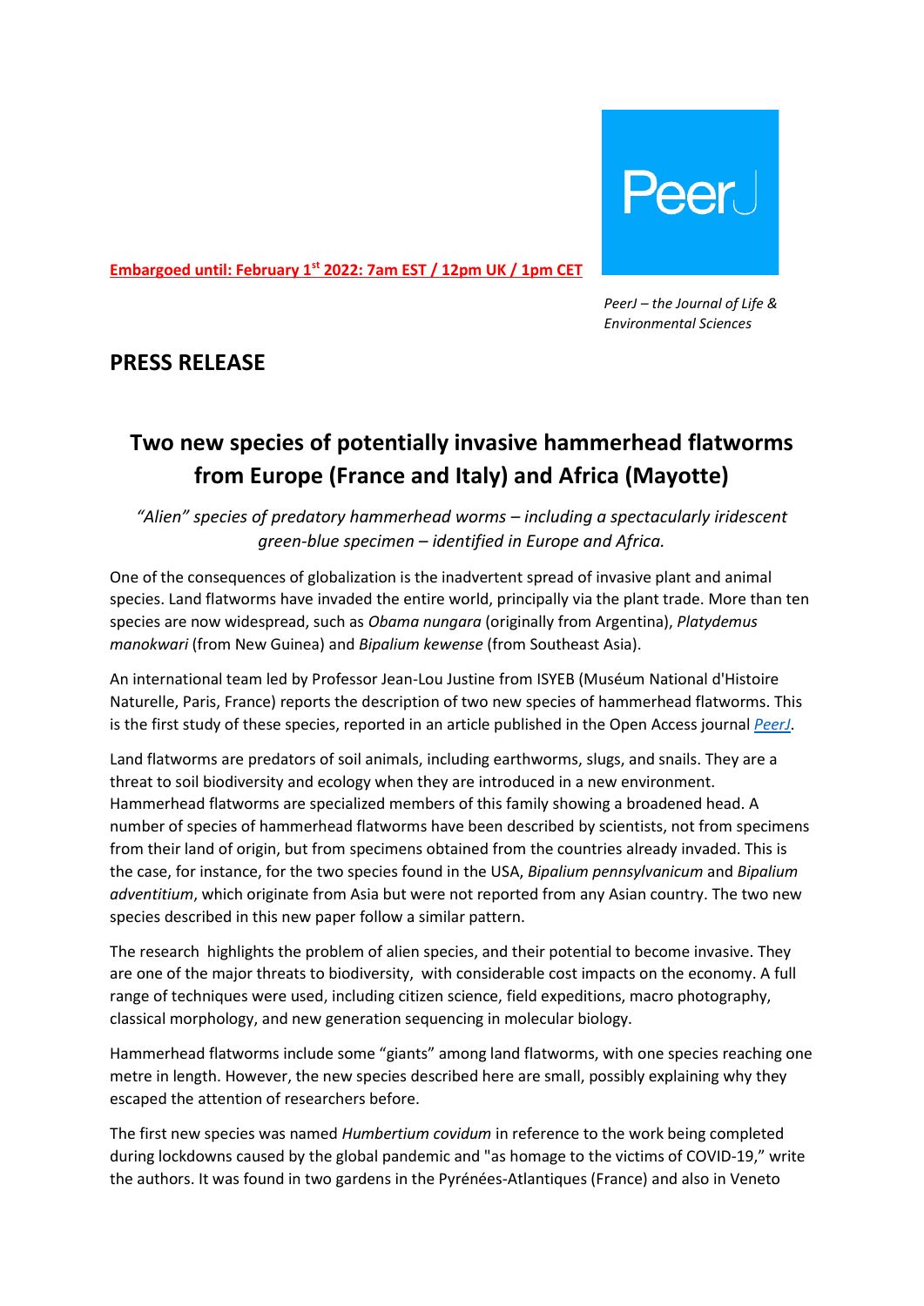**Embargoed until: February 1st 2022: 7am EST / 12pm UK / 1pm CET**

PeerJ

*PeerJ – the Journal of Life & Environmental Sciences*

## PRESS RELEASE

# Two new species of potentially invasive hammerhead flatworms from Europe (France and Italy) and Africa (Mayotte)

*"Alien" species of predatory hammerhead worms – including a spectacularly iridescent green-blue specimen – identified in Europe and Africa.*

One of the consequences of globalization is the inadvertent spread of invasive plant and animal species. Land flatworms have invaded the entire world, principally via the plant trade. More than ten species are now widespread, such as *Obama nungara* (originally from Argentina), *Platydemus manokwari* (from New Guinea) and *Bipalium kewense* (from Southeast Asia).

An international team led by Professor Jean-Lou Justine from ISYEB (Muséum National d'Histoire Naturelle, Paris, France) reports the description of two new species of hammerhead flatworms. This is the first study of these species, reported in an article published in the Open Access journal *PeerJ*.

Land flatworms are predators of soil animals, including earthworms, slugs, and snails. They are a threat to soil biodiversity and ecology when they are introduced in a new environment. Hammerhead flatworms are specialized members of this family showing a broadened head. A number of species of hammerhead flatworms have been described by scientists, not from specimens from their land of origin, but from specimens obtained from the countries already invaded. This is the case, for instance, for the two species found in the USA, *Bipalium pennsylvanicum* and *Bipalium adventitium*, which originate from Asia but were not reported from any Asian country. The two new species described in this new paper follow a similar pattern.

The research highlights the problem of alien species, and their potential to become invasive. They are one of the major threats to biodiversity, with considerable cost impacts on the economy. A full range of techniques were used, including citizen science, field expeditions, macro photography, classical morphology, and new generation sequencing in molecular biology.

Hammerhead flatworms include some "giants" among land flatworms, with one species reaching one metre in length. However, the new species described here are small, possibly explaining why they escaped the attention of researchers before.

The first new species was named *Humbertium covidum* in reference to the work being completed during lockdowns caused by the global pandemic and "as homage to the victims of COVID-19," write the authors. It was found in two gardens in the Pyrénées-Atlantiques (France) and also in Veneto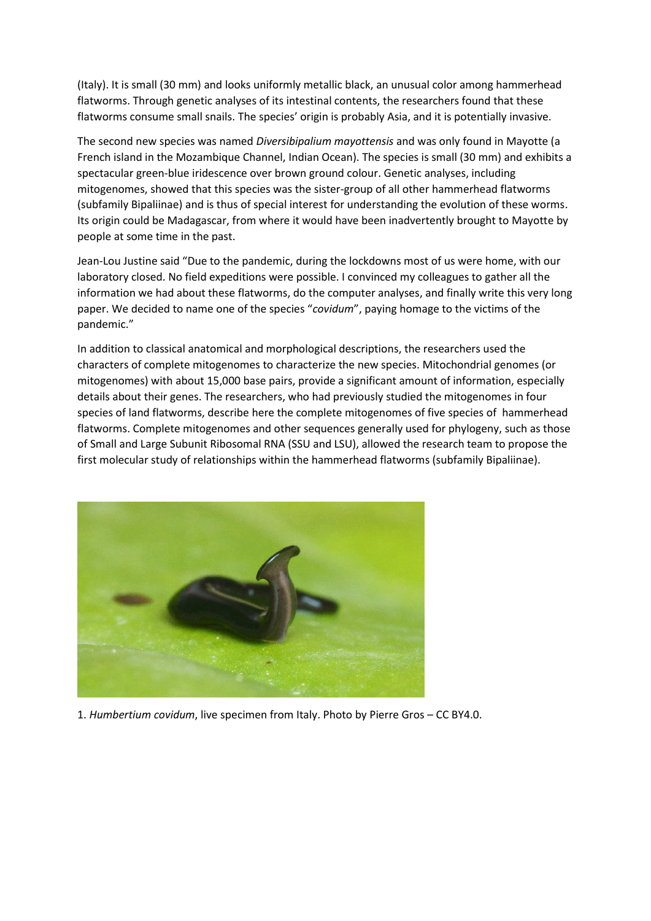(Italy). It is small (30 mm) and looks uniformly metallic black, an unusual color among hammerhead flatworms. Through genetic analyses of its intestinal contents, the researchers found that these flatworms consume small snails. The species' origin is probably Asia, and it is potentially invasive.

The second new species was named *Diversibipalium mayottensis* and was only found in Mayotte (a French island in the Mozambique Channel, Indian Ocean). The species is small (30 mm) and exhibits a spectacular green-blue iridescence over brown ground colour. Genetic analyses, including mitogenomes, showed that this species was the sister-group of all other hammerhead flatworms (subfamily Bipaliinae) and is thus of special interest for understanding the evolution of these worms. Its origin could be Madagascar, from where it would have been inadvertently brought to Mayotte by people at some time in the past.

Jean-Lou Justine said "Due to the pandemic, during the lockdowns most of us were home, with our laboratory closed. No field expeditions were possible. I convinced my colleagues to gather all the information we had about these flatworms, do the computer analyses, and finally write this very long paper. We decided to name one of the species "*covidum*", paying homage to the victims of the pandemic."

In addition to classical anatomical and morphological descriptions, the researchers used the characters of complete mitogenomes to characterize the new species. Mitochondrial genomes (or mitogenomes) with about 15,000 base pairs, provide a significant amount of information, especially details about their genes. The researchers, who had previously studied the mitogenomes in four species of land flatworms, describe here the complete mitogenomes of five species of hammerhead flatworms. Complete mitogenomes and other sequences generally used for phylogeny, such as those of Small and Large Subunit Ribosomal RNA (SSU and LSU), allowed the research team to propose the first molecular study of relationships within the hammerhead flatworms (subfamily Bipaliinae).

1. *Humbertium covidum*, live specimen from Italy. Photo by Pierre Gros – CC BY4.0.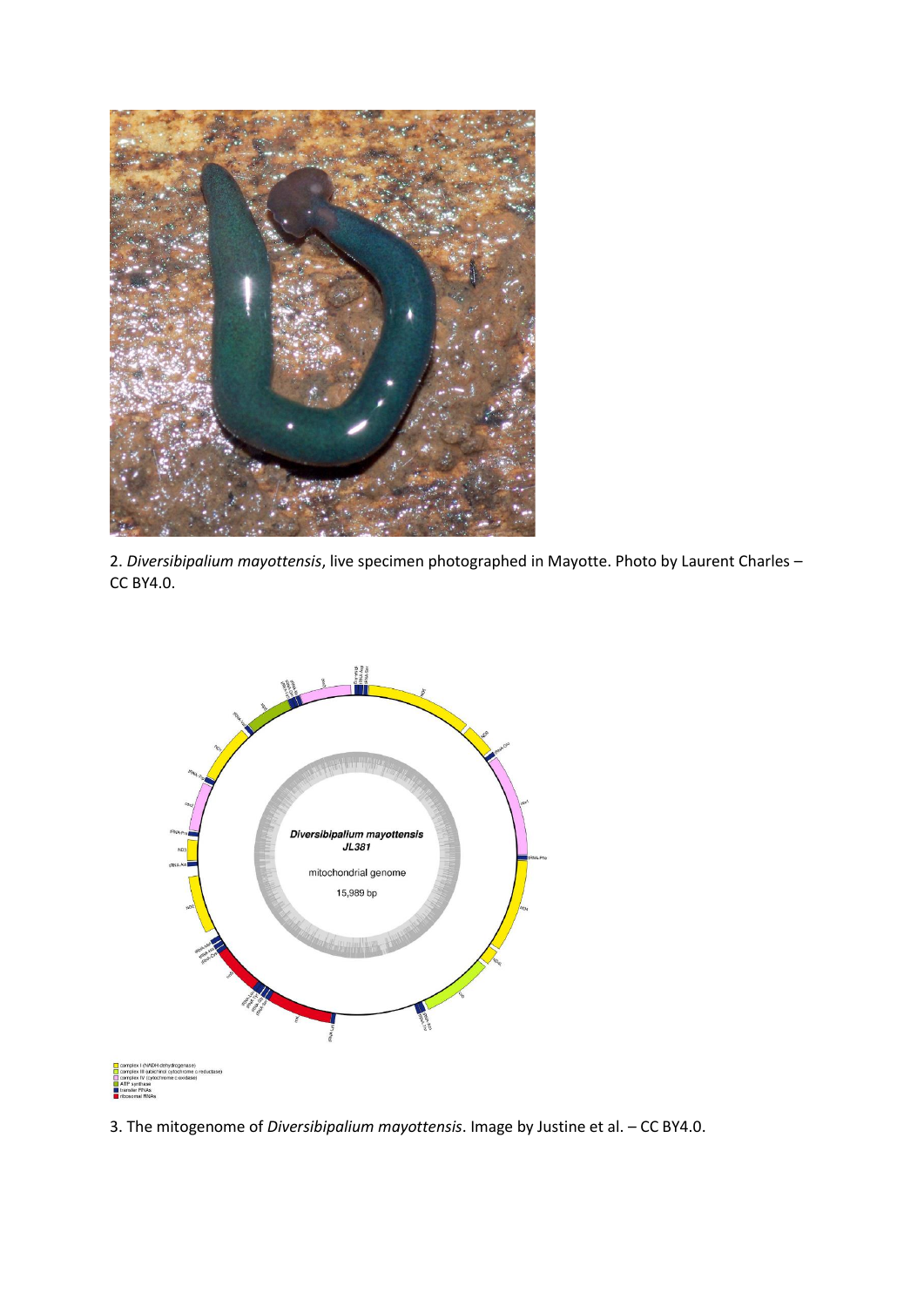2. *Diversibipalium mayottensis*, live specimen photographed in Mayotte. Photo by Laurent Charles – CC BY4.0.

3. The mitogenome of *Diversibipalium mayottensis*. Image by Justine et al. – CC BY4.0.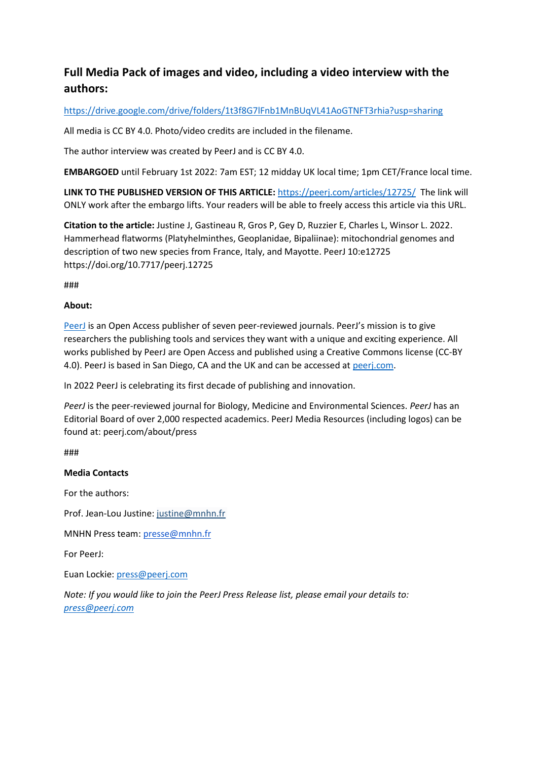## Full Media Pack of images and video, including a video interview with the authors:

https://drive.google.com/drive/folders/1t3f8G7lFnb1MnBUqVL41AoGTNFT3rhia?usp=sharing

All media is CC BY 4.0. Photo/video credits are included in the filename.

The author interview was created by PeerJ and is CC BY 4.0.

**EMBARGOED** until February 1st 2022: 7am EST; 12 midday UK local time; 1pm CET/France local time.

**LINK TO THE PUBLISHED VERSION OF THIS ARTICLE:** https://peerj.com/articles/12725/ The link will ONLY work after the embargo lifts. Your readers will be able to freely access this article via this URL.

**Citation to the article:** Justine J, Gastineau R, Gros P, Gey D, Ruzzier E, Charles L, Winsor L. 2022. Hammerhead flatworms (Platyhelminthes, Geoplanidae, Bipaliinae): mitochondrial genomes and description of two new species from France, Italy, and Mayotte. PeerJ 10:e12725 https://doi.org/10.7717/peerj.12725

###

**About:**

PeerJ is an Open Access publisher of seven peer-reviewed journals. PeerJ's mission is to give researchers the publishing tools and services they want with a unique and exciting experience. All works published by PeerJ are Open Access and published using a Creative Commons license (CC-BY 4.0). PeerJ is based in San Diego, CA and the UK and can be accessed at peerj.com.

In 2022 PeerJ is celebrating its first decade of publishing and innovation.

*PeerJ* is the peer-reviewed journal for Biology, Medicine and Environmental Sciences. *PeerJ* has an Editorial Board of over 2,000 respected academics. PeerJ Media Resources (including logos) can be found at: peerj.com/about/press

###

**Media Contacts**

For the authors:

Prof. Jean-Lou Justine: justine@mnhn.fr

MNHN Press team: presse@mnhn.fr

For PeerJ:

Euan Lockie: press@peerj.com

*Note: If you would like to join the PeerJ Press Release list, please email your details to: press@peerj.com*